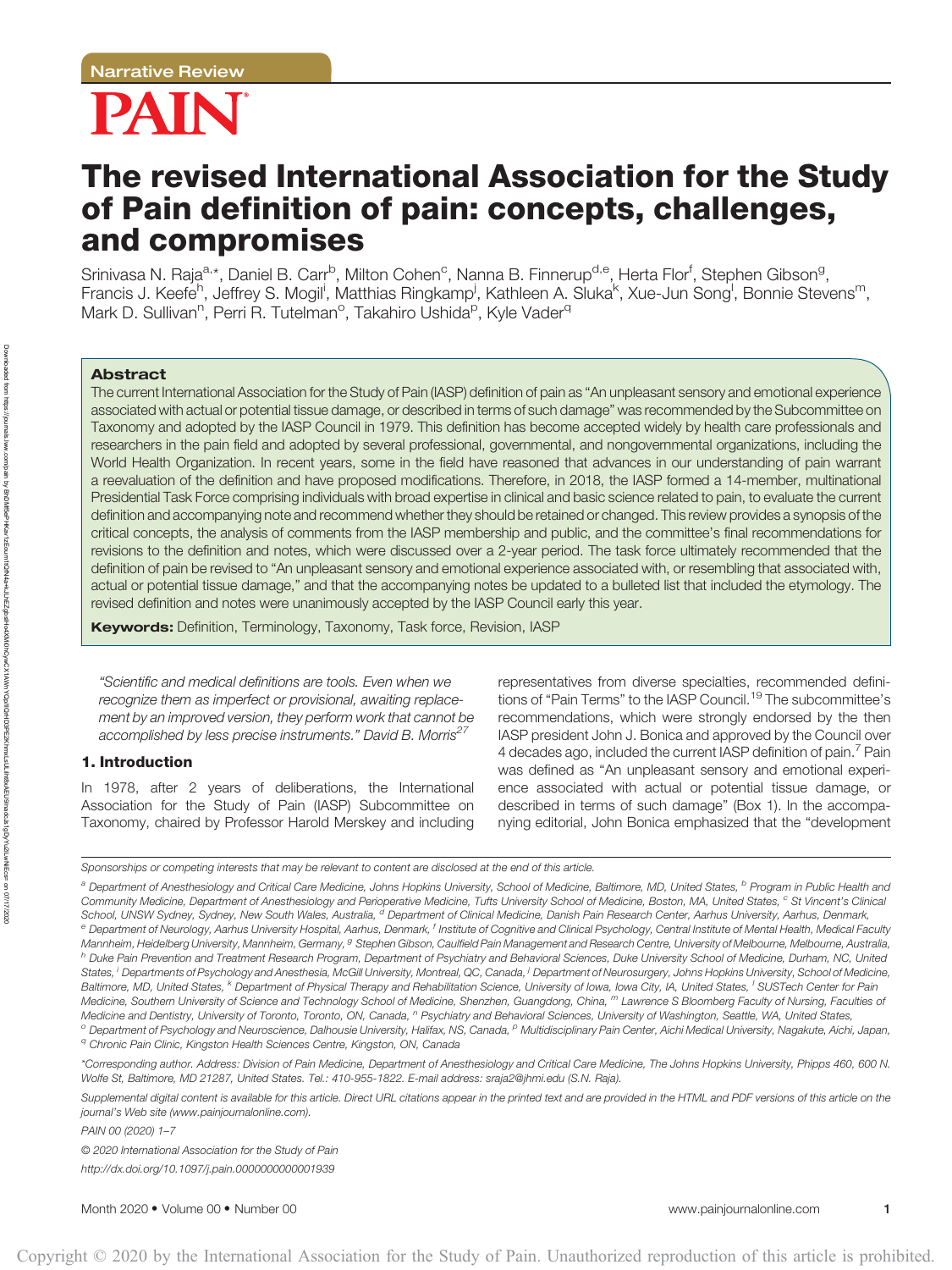Narrative Review

# The revised International Association for the Study of Pain definition of pain: concepts, challenges, and compromises

Srinivasa N. Raja[a,*], Daniel B. Carr[b], Milton Cohen[c], Nanna B. Finnerup[d,e], Herta Flor[f], Stephen Gibson[g], Francis J. Keefe[h], Jeffrey S. Mogil[i], Matthias Ringkamp[j], Kathleen A. Sluka[k], Xue-Jun Song[l], Bonnie Stevens[m], Mark D. Sullivan[n], Perri R. Tutelman[o], Takahiro Ushida[p], Kyle Vader[q]

## Abstract

The current International Association for the Study of Pain (IASP) definition of pain as "An unpleasant sensory and emotional experience associated with actual or potential tissue damage, or described in terms of such damage" was recommended by the Subcommittee on Taxonomy and adopted by the IASP Council in 1979. This definition has become accepted widely by health care professionals and researchers in the pain field and adopted by several professional, governmental, and nongovernmental organizations, including the World Health Organization. In recent years, some in the field have reasoned that advances in our understanding of pain warrant a reevaluation of the definition and have proposed modifications. Therefore, in 2018, the IASP formed a 14-member, multinational Presidential Task Force comprising individuals with broad expertise in clinical and basic science related to pain, to evaluate the current definition and accompanying note and recommend whether they should be retained or changed. This review provides a synopsis of the critical concepts, the analysis of comments from the IASP membership and public, and the committee's final recommendations for revisions to the definition and notes, which were discussed over a 2-year period. The task force ultimately recommended that the definition of pain be revised to "An unpleasant sensory and emotional experience associated with, or resembling that associated with, actual or potential tissue damage," and that the accompanying notes be updated to a bulleted list that included the etymology. The revised definition and notes were unanimously accepted by the IASP Council early this year.

**Keywords:** Definition, Terminology, Taxonomy, Task force, Revision, IASP

*"Scientific and medical definitions are tools. Even when we recognize them as imperfect or provisional, awaiting replacement by an improved version, they perform work that cannot be accomplished by less precise instruments." David B. Morris*[27]

## 1. Introduction

In 1978, after 2 years of deliberations, the International Association for the Study of Pain (IASP) Subcommittee on Taxonomy, chaired by Professor Harold Merskey and including representatives from diverse specialties, recommended definitions of "Pain Terms" to the IASP Council.[19] The subcommittee's recommendations, which were strongly endorsed by the then IASP president John J. Bonica and approved by the Council over 4 decades ago, included the current IASP definition of pain.[7] Pain was defined as "An unpleasant sensory and emotional experience associated with actual or potential tissue damage, or described in terms of such damage" (Box 1). In the accompanying editorial, John Bonica emphasized that the "development

---

Sponsorships or competing interests that may be relevant to content are disclosed at the end of this article.

[a] Department of Anesthesiology and Critical Care Medicine, Johns Hopkins University, School of Medicine, Baltimore, MD, United States, [b] Program in Public Health and Community Medicine, Department of Anesthesiology and Perioperative Medicine, Tufts University School of Medicine, Boston, MA, United States, [c] St Vincent's Clinical School, UNSW Sydney, Sydney, New South Wales, Australia, [d] Department of Clinical Medicine, Danish Pain Research Center, Aarhus University, Aarhus, Denmark, [e] Department of Neurology, Aarhus University Hospital, Aarhus, Denmark, [f] Institute of Cognitive and Clinical Psychology, Central Institute of Mental Health, Medical Faculty Mannheim, Heidelberg University, Mannheim, Germany, [g] Stephen Gibson, Caulfield Pain Management and Research Centre, University of Melbourne, Melbourne, Australia, [h] Duke Pain Prevention and Treatment Research Program, Department of Psychiatry and Behavioral Sciences, Duke University School of Medicine, Durham, NC, United States, [i] Departments of Psychology and Anesthesia, McGill University, Montreal, QC, Canada, [j] Department of Neurosurgery, Johns Hopkins University, School of Medicine, Baltimore, MD, United States, [k] Department of Physical Therapy and Rehabilitation Science, University of Iowa, Iowa City, IA, United States, [l] SUSTech Center for Pain Medicine, Southern University of Science and Technology School of Medicine, Shenzhen, Guangdong, China, [m] Lawrence S Bloomberg Faculty of Nursing, Faculties of Medicine and Dentistry, University of Toronto, Toronto, ON, Canada, [n] Psychiatry and Behavioral Sciences, University of Washington, Seattle, WA, United States, [o] Department of Psychology and Neuroscience, Dalhousie University, Halifax, NS, Canada, [p] Multidisciplinary Pain Center, Aichi Medical University, Nagakute, Aichi, Japan, [q] Chronic Pain Clinic, Kingston Health Sciences Centre, Kingston, ON, Canada

*Corresponding author. Address: Division of Pain Medicine, Department of Anesthesiology and Critical Care Medicine, The Johns Hopkins University, Phipps 460, 600 N. Wolfe St, Baltimore, MD 21287, United States. Tel.: 410-955-1822. E-mail address: sraja2@jhmi.edu (S.N. Raja).

Supplemental digital content is available for this article. Direct URL citations appear in the printed text and are provided in the HTML and PDF versions of this article on the journal's Web site (www.painjournalonline.com).

PAIN 00 (2020) 1–7

© 2020 International Association for the Study of Pain

http://dx.doi.org/10.1097/j.pain.0000000000001939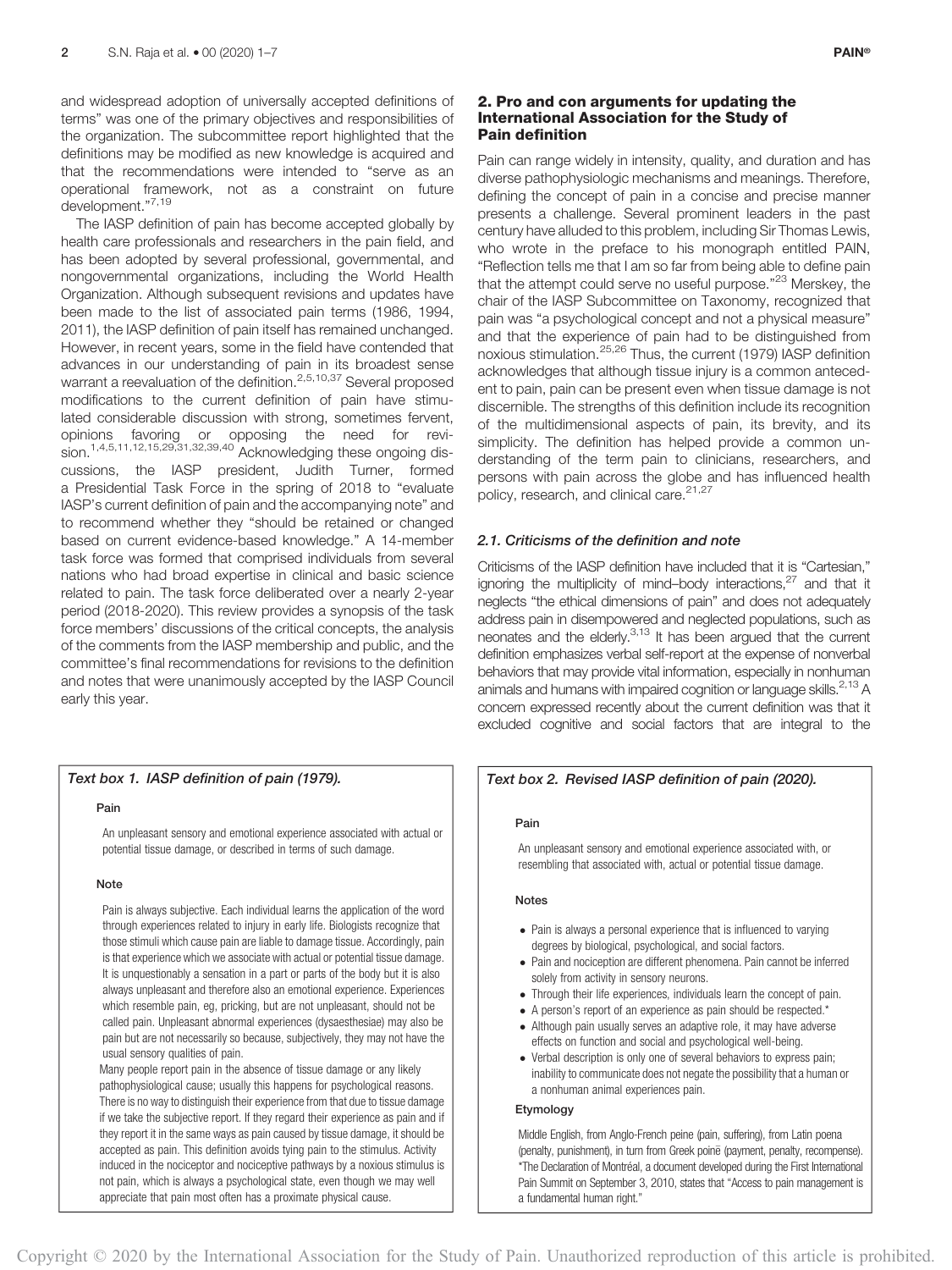and widespread adoption of universally accepted definitions of terms" was one of the primary objectives and responsibilities of the organization. The subcommittee report highlighted that the definitions may be modified as new knowledge is acquired and that the recommendations were intended to "serve as an operational framework, not as a constraint on future development."[7,19]

The IASP definition of pain has become accepted globally by health care professionals and researchers in the pain field, and has been adopted by several professional, governmental, and nongovernmental organizations, including the World Health Organization. Although subsequent revisions and updates have been made to the list of associated pain terms (1986, 1994, 2011), the IASP definition of pain itself has remained unchanged. However, in recent years, some in the field have contended that advances in our understanding of pain in its broadest sense warrant a reevaluation of the definition.[2,5,10,37] Several proposed modifications to the current definition of pain have stimulated considerable discussion with strong, sometimes fervent, opinions favoring or opposing the need for revision.[1,4,5,11,12,15,29,31,32,39,40] Acknowledging these ongoing discussions, the IASP president, Judith Turner, formed a Presidential Task Force in the spring of 2018 to "evaluate IASP's current definition of pain and the accompanying note" and to recommend whether they "should be retained or changed based on current evidence-based knowledge." A 14-member task force was formed that comprised individuals from several nations who had broad expertise in clinical and basic science related to pain. The task force deliberated over a nearly 2-year period (2018-2020). This review provides a synopsis of the task force members' discussions of the critical concepts, the analysis of the comments from the IASP membership and public, and the committee's final recommendations for revisions to the definition and notes that were unanimously accepted by the IASP Council early this year.

***Text box 1. IASP definition of pain (1979).***

**Pain**

An unpleasant sensory and emotional experience associated with actual or potential tissue damage, or described in terms of such damage.

**Note**

Pain is always subjective. Each individual learns the application of the word through experiences related to injury in early life. Biologists recognize that those stimuli which cause pain are liable to damage tissue. Accordingly, pain is that experience which we associate with actual or potential tissue damage. It is unquestionably a sensation in a part or parts of the body but it is also always unpleasant and therefore also an emotional experience. Experiences which resemble pain, eg, pricking, but are not unpleasant, should not be called pain. Unpleasant abnormal experiences (dysaesthesiae) may also be pain but are not necessarily so because, subjectively, they may not have the usual sensory qualities of pain.

Many people report pain in the absence of tissue damage or any likely pathophysiological cause; usually this happens for psychological reasons. There is no way to distinguish their experience from that due to tissue damage if we take the subjective report. If they regard their experience as pain and if they report it in the same ways as pain caused by tissue damage, it should be accepted as pain. This definition avoids tying pain to the stimulus. Activity induced in the nociceptor and nociceptive pathways by a noxious stimulus is not pain, which is always a psychological state, even though we may well appreciate that pain most often has a proximate physical cause.

## 2. Pro and con arguments for updating the International Association for the Study of Pain definition

Pain can range widely in intensity, quality, and duration and has diverse pathophysiologic mechanisms and meanings. Therefore, defining the concept of pain in a concise and precise manner presents a challenge. Several prominent leaders in the past century have alluded to this problem, including Sir Thomas Lewis, who wrote in the preface to his monograph entitled PAIN, "Reflection tells me that I am so far from being able to define pain that the attempt could serve no useful purpose."[23] Merskey, the chair of the IASP Subcommittee on Taxonomy, recognized that pain was "a psychological concept and not a physical measure" and that the experience of pain had to be distinguished from noxious stimulation.[25,26] Thus, the current (1979) IASP definition acknowledges that although tissue injury is a common antecedent to pain, pain can be present even when tissue damage is not discernible. The strengths of this definition include its recognition of the multidimensional aspects of pain, its brevity, and its simplicity. The definition has helped provide a common understanding of the term pain to clinicians, researchers, and persons with pain across the globe and has influenced health policy, research, and clinical care.[21,27]

### *2.1. Criticisms of the definition and note*

Criticisms of the IASP definition have included that it is "Cartesian," ignoring the multiplicity of mind–body interactions,[27] and that it neglects "the ethical dimensions of pain" and does not adequately address pain in disempowered and neglected populations, such as neonates and the elderly.[3,13] It has been argued that the current definition emphasizes verbal self-report at the expense of nonverbal behaviors that may provide vital information, especially in nonhuman animals and humans with impaired cognition or language skills.[2,13] A concern expressed recently about the current definition was that it excluded cognitive and social factors that are integral to the

***Text box 2. Revised IASP definition of pain (2020).***

**Pain**

An unpleasant sensory and emotional experience associated with, or resembling that associated with, actual or potential tissue damage.

**Notes**

- Pain is always a personal experience that is influenced to varying degrees by biological, psychological, and social factors.
- Pain and nociception are different phenomena. Pain cannot be inferred solely from activity in sensory neurons.
- Through their life experiences, individuals learn the concept of pain.
- A person's report of an experience as pain should be respected.*
- Although pain usually serves an adaptive role, it may have adverse effects on function and social and psychological well-being.
- Verbal description is only one of several behaviors to express pain; inability to communicate does not negate the possibility that a human or a nonhuman animal experiences pain.

**Etymology**

Middle English, from Anglo-French peine (pain, suffering), from Latin poena (penalty, punishment), in turn from Greek poinē (payment, penalty, recompense).

*The Declaration of Montréal, a document developed during the First International Pain Summit on September 3, 2010, states that "Access to pain management is a fundamental human right."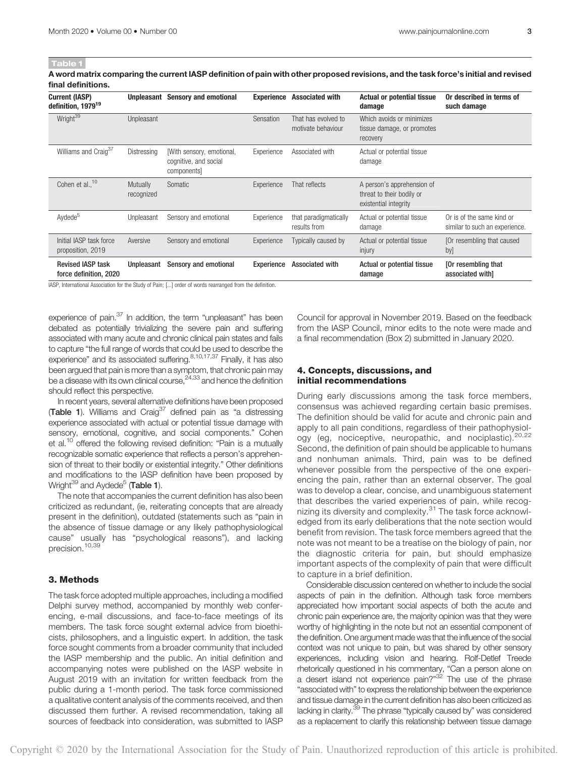Table 1

**A word matrix comparing the current IASP definition of pain with other proposed revisions, and the task force's initial and revised final definitions.**

| Current (IASP) definition, 1979[19] | Unpleasant | Sensory and emotional | Experience | Associated with | Actual or potential tissue damage | Or described in terms of such damage |
|---|---|---|---|---|---|---|
| Wright[39] | Unpleasant | | Sensation | That has evolved to motivate behaviour | Which avoids or minimizes tissue damage, or promotes recovery | |
| Williams and Craig[37] | Distressing | [With sensory, emotional, cognitive, and social components] | Experience | Associated with | Actual or potential tissue damage | |
| Cohen et al.,[10] | Mutually recognized | Somatic | Experience | That reflects | A person's apprehension of threat to their bodily or existential integrity | |
| Aydede[5] | Unpleasant | Sensory and emotional | Experience | that paradigmatically results from | Actual or potential tissue damage | Or is of the same kind or similar to such an experience. |
| Initial IASP task force proposition, 2019 | Aversive | Sensory and emotional | Experience | Typically caused by | Actual or potential tissue injury | [Or resembling that caused by] |
| **Revised IASP task force definition, 2020** | **Unpleasant** | **Sensory and emotional** | **Experience** | **Associated with** | **Actual or potential tissue damage** | **[Or resembling that associated with]** |

IASP, International Association for the Study of Pain; [...] order of words rearranged from the definition.

experience of pain.[37] In addition, the term "unpleasant" has been debated as potentially trivializing the severe pain and suffering associated with many acute and chronic clinical pain states and fails to capture "the full range of words that could be used to describe the experience" and its associated suffering.[8,10,17,37] Finally, it has also been argued that pain is more than a symptom, that chronic pain may be a disease with its own clinical course,[24,33] and hence the definition should reflect this perspective.

In recent years, several alternative definitions have been proposed (**Table 1**). Williams and Craig[37] defined pain as "a distressing experience associated with actual or potential tissue damage with sensory, emotional, cognitive, and social components." Cohen et al.[10] offered the following revised definition: "Pain is a mutually recognizable somatic experience that reflects a person's apprehension of threat to their bodily or existential integrity." Other definitions and modifications to the IASP definition have been proposed by Wright[39] and Aydede[5] (**Table 1**).

The note that accompanies the current definition has also been criticized as redundant, (ie, reiterating concepts that are already present in the definition), outdated (statements such as "pain in the absence of tissue damage or any likely pathophysiological cause" usually has "psychological reasons"), and lacking precision.[10,39]

## 3. Methods

The task force adopted multiple approaches, including a modified Delphi survey method, accompanied by monthly web conferencing, e-mail discussions, and face-to-face meetings of its members. The task force sought external advice from bioethicists, philosophers, and a linguistic expert. In addition, the task force sought comments from a broader community that included the IASP membership and the public. An initial definition and accompanying notes were published on the IASP website in August 2019 with an invitation for written feedback from the public during a 1-month period. The task force commissioned a qualitative content analysis of the comments received, and then discussed them further. A revised recommendation, taking all sources of feedback into consideration, was submitted to IASP Council for approval in November 2019. Based on the feedback from the IASP Council, minor edits to the note were made and a final recommendation (Box 2) submitted in January 2020.

## 4. Concepts, discussions, and initial recommendations

During early discussions among the task force members, consensus was achieved regarding certain basic premises. The definition should be valid for acute and chronic pain and apply to all pain conditions, regardless of their pathophysiology (eg, nociceptive, neuropathic, and nociplastic).[20,22] Second, the definition of pain should be applicable to humans and nonhuman animals. Third, pain was to be defined whenever possible from the perspective of the one experiencing the pain, rather than an external observer. The goal was to develop a clear, concise, and unambiguous statement that describes the varied experiences of pain, while recognizing its diversity and complexity.[31] The task force acknowledged from its early deliberations that the note section would benefit from revision. The task force members agreed that the note was not meant to be a treatise on the biology of pain, nor the diagnostic criteria for pain, but should emphasize important aspects of the complexity of pain that were difficult to capture in a brief definition.

Considerable discussion centered on whether to include the social aspects of pain in the definition. Although task force members appreciated how important social aspects of both the acute and chronic pain experience are, the majority opinion was that they were worthy of highlighting in the note but not an essential component of the definition. One argument made was that the influence of the social context was not unique to pain, but was shared by other sensory experiences, including vision and hearing. Rolf-Detlef Treede rhetorically questioned in his commentary, "Can a person alone on a desert island not experience pain?"[32] The use of the phrase "associated with" to express the relationship between the experience and tissue damage in the current definition has also been criticized as lacking in clarity.[39] The phrase "typically caused by" was considered as a replacement to clarify this relationship between tissue damage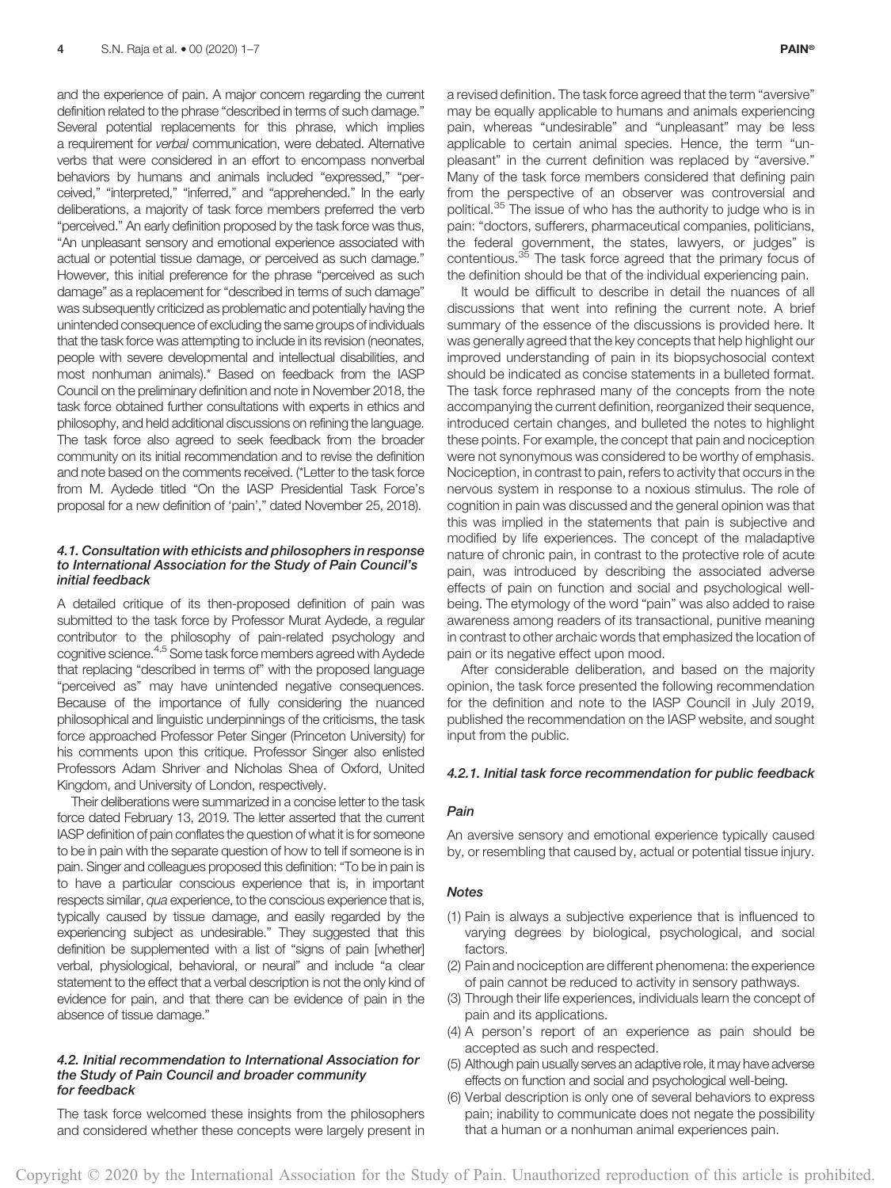and the experience of pain. A major concern regarding the current definition related to the phrase "described in terms of such damage." Several potential replacements for this phrase, which implies a requirement for *verbal* communication, were debated. Alternative verbs that were considered in an effort to encompass nonverbal behaviors by humans and animals included "expressed," "perceived," "interpreted," "inferred," and "apprehended." In the early deliberations, a majority of task force members preferred the verb "perceived." An early definition proposed by the task force was thus, "An unpleasant sensory and emotional experience associated with actual or potential tissue damage, or perceived as such damage." However, this initial preference for the phrase "perceived as such damage" as a replacement for "described in terms of such damage" was subsequently criticized as problematic and potentially having the unintended consequence of excluding the same groups of individuals that the task force was attempting to include in its revision (neonates, people with severe developmental and intellectual disabilities, and most nonhuman animals).* Based on feedback from the IASP Council on the preliminary definition and note in November 2018, the task force obtained further consultations with experts in ethics and philosophy, and held additional discussions on refining the language. The task force also agreed to seek feedback from the broader community on its initial recommendation and to revise the definition and note based on the comments received. (*Letter to the task force from M. Aydede titled "On the IASP Presidential Task Force's proposal for a new definition of 'pain'," dated November 25, 2018).

### 4.1. Consultation with ethicists and philosophers in response to International Association for the Study of Pain Council's initial feedback

A detailed critique of its then-proposed definition of pain was submitted to the task force by Professor Murat Aydede, a regular contributor to the philosophy of pain-related psychology and cognitive science.[4,5] Some task force members agreed with Aydede that replacing "described in terms of" with the proposed language "perceived as" may have unintended negative consequences. Because of the importance of fully considering the nuanced philosophical and linguistic underpinnings of the criticisms, the task force approached Professor Peter Singer (Princeton University) for his comments upon this critique. Professor Singer also enlisted Professors Adam Shriver and Nicholas Shea of Oxford, United Kingdom, and University of London, respectively.

Their deliberations were summarized in a concise letter to the task force dated February 13, 2019. The letter asserted that the current IASP definition of pain conflates the question of what it is for someone to be in pain with the separate question of how to tell if someone is in pain. Singer and colleagues proposed this definition: "To be in pain is to have a particular conscious experience that is, in important respects similar, *qua* experience, to the conscious experience that is, typically caused by tissue damage, and easily regarded by the experiencing subject as undesirable." They suggested that this definition be supplemented with a list of "signs of pain [whether] verbal, physiological, behavioral, or neural" and include "a clear statement to the effect that a verbal description is not the only kind of evidence for pain, and that there can be evidence of pain in the absence of tissue damage."

### 4.2. Initial recommendation to International Association for the Study of Pain Council and broader community for feedback

The task force welcomed these insights from the philosophers and considered whether these concepts were largely present in a revised definition. The task force agreed that the term "aversive" may be equally applicable to humans and animals experiencing pain, whereas "undesirable" and "unpleasant" may be less applicable to certain animal species. Hence, the term "unpleasant" in the current definition was replaced by "aversive." Many of the task force members considered that defining pain from the perspective of an observer was controversial and political.[35] The issue of who has the authority to judge who is in pain: "doctors, sufferers, pharmaceutical companies, politicians, the federal government, the states, lawyers, or judges" is contentious.[35] The task force agreed that the primary focus of the definition should be that of the individual experiencing pain.

It would be difficult to describe in detail the nuances of all discussions that went into refining the current note. A brief summary of the essence of the discussions is provided here. It was generally agreed that the key concepts that help highlight our improved understanding of pain in its biopsychosocial context should be indicated as concise statements in a bulleted format. The task force rephrased many of the concepts from the note accompanying the current definition, reorganized their sequence, introduced certain changes, and bulleted the notes to highlight these points. For example, the concept that pain and nociception were not synonymous was considered to be worthy of emphasis. Nociception, in contrast to pain, refers to activity that occurs in the nervous system in response to a noxious stimulus. The role of cognition in pain was discussed and the general opinion was that this was implied in the statements that pain is subjective and modified by life experiences. The concept of the maladaptive nature of chronic pain, in contrast to the protective role of acute pain, was introduced by describing the associated adverse effects of pain on function and social and psychological well-being. The etymology of the word "pain" was also added to raise awareness among readers of its transactional, punitive meaning in contrast to other archaic words that emphasized the location of pain or its negative effect upon mood.

After considerable deliberation, and based on the majority opinion, the task force presented the following recommendation for the definition and note to the IASP Council in July 2019, published the recommendation on the IASP website, and sought input from the public.

#### 4.2.1. Initial task force recommendation for public feedback

##### Pain

An aversive sensory and emotional experience typically caused by, or resembling that caused by, actual or potential tissue injury.

##### Notes

(1) Pain is always a subjective experience that is influenced to varying degrees by biological, psychological, and social factors.
(2) Pain and nociception are different phenomena: the experience of pain cannot be reduced to activity in sensory pathways.
(3) Through their life experiences, individuals learn the concept of pain and its applications.
(4) A person's report of an experience as pain should be accepted as such and respected.
(5) Although pain usually serves an adaptive role, it may have adverse effects on function and social and psychological well-being.
(6) Verbal description is only one of several behaviors to express pain; inability to communicate does not negate the possibility that a human or a nonhuman animal experiences pain.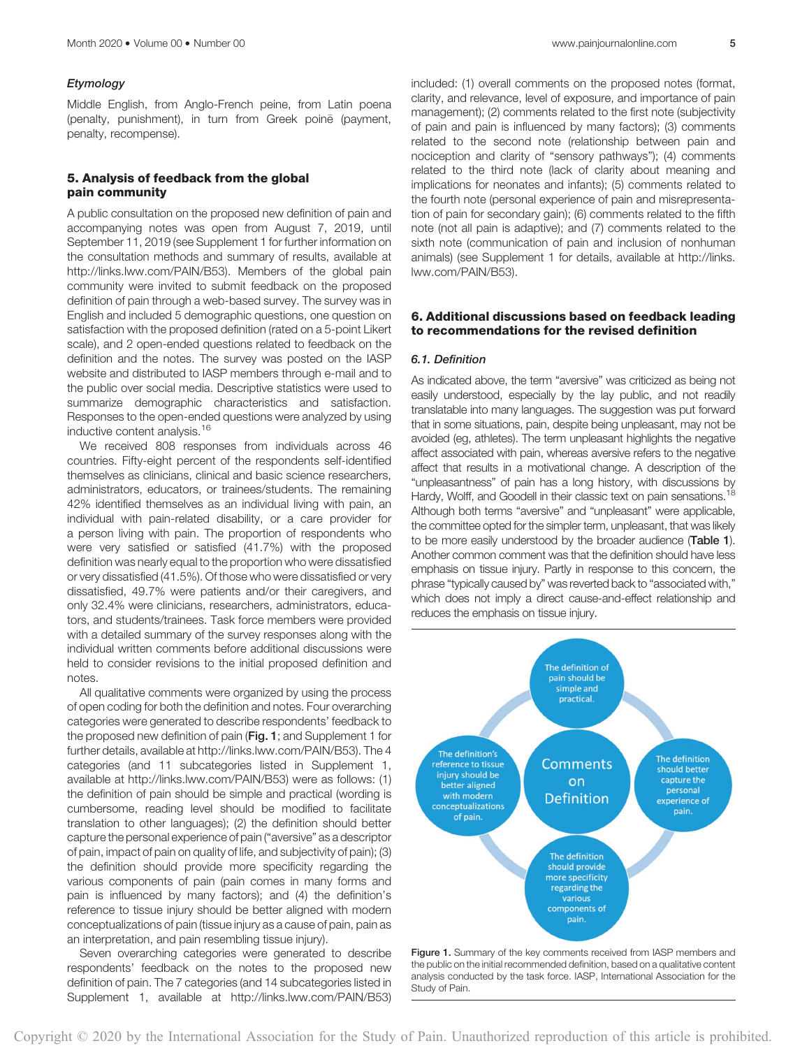### *Etymology*

Middle English, from Anglo-French peine, from Latin poena (penalty, punishment), in turn from Greek poinē (payment, penalty, recompense).

## 5. Analysis of feedback from the global pain community

A public consultation on the proposed new definition of pain and accompanying notes was open from August 7, 2019, until September 11, 2019 (see Supplement 1 for further information on the consultation methods and summary of results, available at http://links.lww.com/PAIN/B53). Members of the global pain community were invited to submit feedback on the proposed definition of pain through a web-based survey. The survey was in English and included 5 demographic questions, one question on satisfaction with the proposed definition (rated on a 5-point Likert scale), and 2 open-ended questions related to feedback on the definition and the notes. The survey was posted on the IASP website and distributed to IASP members through e-mail and to the public over social media. Descriptive statistics were used to summarize demographic characteristics and satisfaction. Responses to the open-ended questions were analyzed by using inductive content analysis.[16]

We received 808 responses from individuals across 46 countries. Fifty-eight percent of the respondents self-identified themselves as clinicians, clinical and basic science researchers, administrators, educators, or trainees/students. The remaining 42% identified themselves as an individual living with pain, an individual with pain-related disability, or a care provider for a person living with pain. The proportion of respondents who were very satisfied or satisfied (41.7%) with the proposed definition was nearly equal to the proportion who were dissatisfied or very dissatisfied (41.5%). Of those who were dissatisfied or very dissatisfied, 49.7% were patients and/or their caregivers, and only 32.4% were clinicians, researchers, administrators, educators, and students/trainees. Task force members were provided with a detailed summary of the survey responses along with the individual written comments before additional discussions were held to consider revisions to the initial proposed definition and notes.

All qualitative comments were organized by using the process of open coding for both the definition and notes. Four overarching categories were generated to describe respondents' feedback to the proposed new definition of pain (**Fig. 1**; and Supplement 1 for further details, available at http://links.lww.com/PAIN/B53). The 4 categories (and 11 subcategories listed in Supplement 1, available at http://links.lww.com/PAIN/B53) were as follows: (1) the definition of pain should be simple and practical (wording is cumbersome, reading level should be modified to facilitate translation to other languages); (2) the definition should better capture the personal experience of pain ("aversive" as a descriptor of pain, impact of pain on quality of life, and subjectivity of pain); (3) the definition should provide more specificity regarding the various components of pain (pain comes in many forms and pain is influenced by many factors); and (4) the definition's reference to tissue injury should be better aligned with modern conceptualizations of pain (tissue injury as a cause of pain, pain as an interpretation, and pain resembling tissue injury).

Seven overarching categories were generated to describe respondents' feedback on the notes to the proposed new definition of pain. The 7 categories (and 14 subcategories listed in Supplement 1, available at http://links.lww.com/PAIN/B53) included: (1) overall comments on the proposed notes (format, clarity, and relevance, level of exposure, and importance of pain management); (2) comments related to the first note (subjectivity of pain and pain is influenced by many factors); (3) comments related to the second note (relationship between pain and nociception and clarity of "sensory pathways"); (4) comments related to the third note (lack of clarity about meaning and implications for neonates and infants); (5) comments related to the fourth note (personal experience of pain and misrepresentation of pain for secondary gain); (6) comments related to the fifth note (not all pain is adaptive); and (7) comments related to the sixth note (communication of pain and inclusion of nonhuman animals) (see Supplement 1 for details, available at http://links.lww.com/PAIN/B53).

## 6. Additional discussions based on feedback leading to recommendations for the revised definition

### *6.1. Definition*

As indicated above, the term "aversive" was criticized as being not easily understood, especially by the lay public, and not readily translatable into many languages. The suggestion was put forward that in some situations, pain, despite being unpleasant, may not be avoided (eg, athletes). The term unpleasant highlights the negative affect associated with pain, whereas aversive refers to the negative affect that results in a motivational change. A description of the "unpleasantness" of pain has a long history, with discussions by Hardy, Wolff, and Goodell in their classic text on pain sensations.[18] Although both terms "aversive" and "unpleasant" were applicable, the committee opted for the simpler term, unpleasant, that was likely to be more easily understood by the broader audience (**Table 1**). Another common comment was that the definition should have less emphasis on tissue injury. Partly in response to this concern, the phrase "typically caused by" was reverted back to "associated with," which does not imply a direct cause-and-effect relationship and reduces the emphasis on tissue injury.

Comments on Definition

- The definition of pain should be simple and practical.
- The definition should better capture the personal experience of pain.
- The definition should provide more specificity regarding the various components of pain.
- The definition's reference to tissue injury should be better aligned with modern conceptualizations of pain.

Figure 1. Summary of the key comments received from IASP members and the public on the initial recommended definition, based on a qualitative content analysis conducted by the task force. IASP, International Association for the Study of Pain.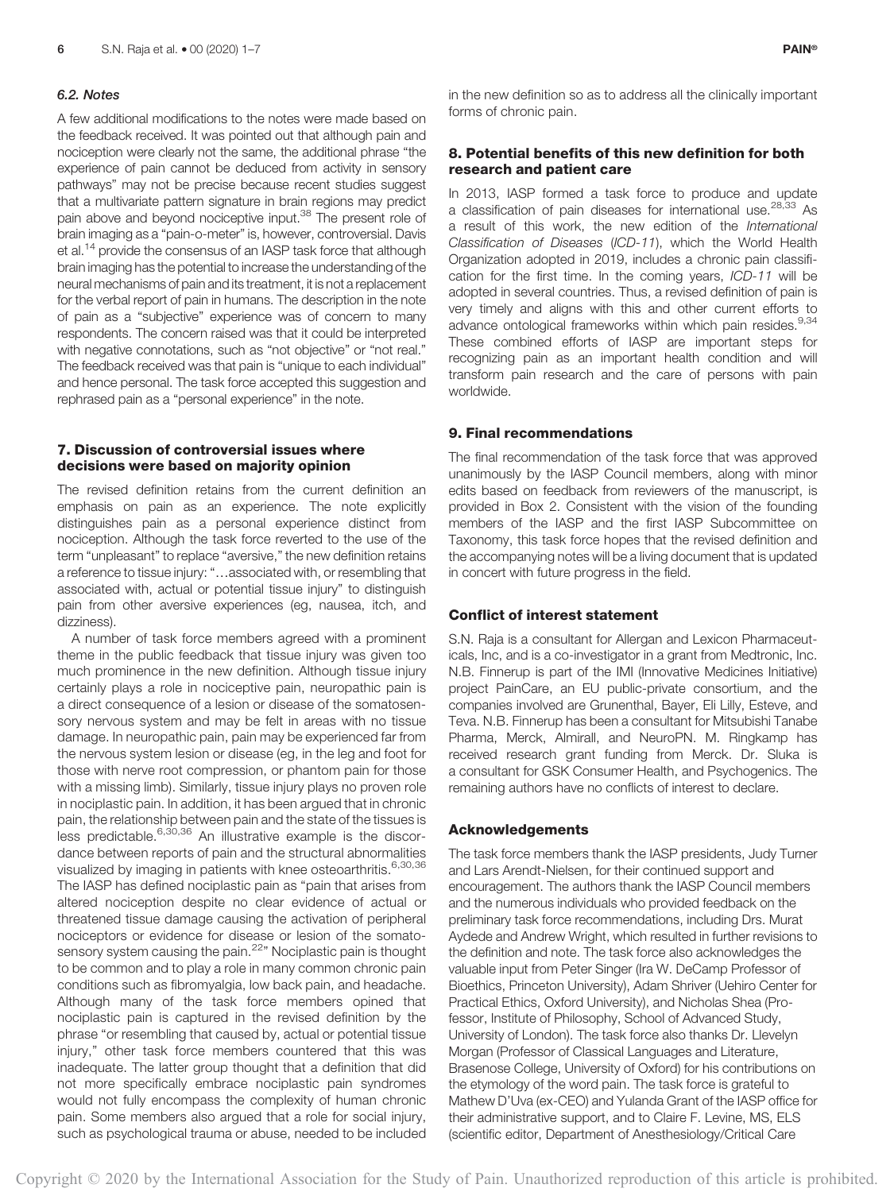### 6.2. Notes

A few additional modifications to the notes were made based on the feedback received. It was pointed out that although pain and nociception were clearly not the same, the additional phrase "the experience of pain cannot be deduced from activity in sensory pathways" may not be precise because recent studies suggest that a multivariate pattern signature in brain regions may predict pain above and beyond nociceptive input.[38] The present role of brain imaging as a "pain-o-meter" is, however, controversial. Davis et al.[14] provide the consensus of an IASP task force that although brain imaging has the potential to increase the understanding of the neural mechanisms of pain and its treatment, it is not a replacement for the verbal report of pain in humans. The description in the note of pain as a "subjective" experience was of concern to many respondents. The concern raised was that it could be interpreted with negative connotations, such as "not objective" or "not real." The feedback received was that pain is "unique to each individual" and hence personal. The task force accepted this suggestion and rephrased pain as a "personal experience" in the note.

## 7. Discussion of controversial issues where decisions were based on majority opinion

The revised definition retains from the current definition an emphasis on pain as an experience. The note explicitly distinguishes pain as a personal experience distinct from nociception. Although the task force reverted to the use of the term "unpleasant" to replace "aversive," the new definition retains a reference to tissue injury: "…associated with, or resembling that associated with, actual or potential tissue injury" to distinguish pain from other aversive experiences (eg, nausea, itch, and dizziness).

A number of task force members agreed with a prominent theme in the public feedback that tissue injury was given too much prominence in the new definition. Although tissue injury certainly plays a role in nociceptive pain, neuropathic pain is a direct consequence of a lesion or disease of the somatosensory nervous system and may be felt in areas with no tissue damage. In neuropathic pain, pain may be experienced far from the nervous system lesion or disease (eg, in the leg and foot for those with nerve root compression, or phantom pain for those with a missing limb). Similarly, tissue injury plays no proven role in nociplastic pain. In addition, it has been argued that in chronic pain, the relationship between pain and the state of the tissues is less predictable.[6,30,36] An illustrative example is the discordance between reports of pain and the structural abnormalities visualized by imaging in patients with knee osteoarthritis.[6,30,36] The IASP has defined nociplastic pain as "pain that arises from altered nociception despite no clear evidence of actual or threatened tissue damage causing the activation of peripheral nociceptors or evidence for disease or lesion of the somatosensory system causing the pain.[22]" Nociplastic pain is thought to be common and to play a role in many common chronic pain conditions such as fibromyalgia, low back pain, and headache. Although many of the task force members opined that nociplastic pain is captured in the revised definition by the phrase "or resembling that caused by, actual or potential tissue injury," other task force members countered that this was inadequate. The latter group thought that a definition that did not more specifically embrace nociplastic pain syndromes would not fully encompass the complexity of human chronic pain. Some members also argued that a role for social injury, such as psychological trauma or abuse, needed to be included in the new definition so as to address all the clinically important forms of chronic pain.

## 8. Potential benefits of this new definition for both research and patient care

In 2013, IASP formed a task force to produce and update a classification of pain diseases for international use.[28,33] As a result of this work, the new edition of the *International Classification of Diseases* (*ICD-11*), which the World Health Organization adopted in 2019, includes a chronic pain classification for the first time. In the coming years, *ICD-11* will be adopted in several countries. Thus, a revised definition of pain is very timely and aligns with this and other current efforts to advance ontological frameworks within which pain resides.[9,34] These combined efforts of IASP are important steps for recognizing pain as an important health condition and will transform pain research and the care of persons with pain worldwide.

## 9. Final recommendations

The final recommendation of the task force that was approved unanimously by the IASP Council members, along with minor edits based on feedback from reviewers of the manuscript, is provided in Box 2. Consistent with the vision of the founding members of the IASP and the first IASP Subcommittee on Taxonomy, this task force hopes that the revised definition and the accompanying notes will be a living document that is updated in concert with future progress in the field.

## Conflict of interest statement

S.N. Raja is a consultant for Allergan and Lexicon Pharmaceuticals, Inc, and is a co-investigator in a grant from Medtronic, Inc. N.B. Finnerup is part of the IMI (Innovative Medicines Initiative) project PainCare, an EU public-private consortium, and the companies involved are Grunenthal, Bayer, Eli Lilly, Esteve, and Teva. N.B. Finnerup has been a consultant for Mitsubishi Tanabe Pharma, Merck, Almirall, and NeuroPN. M. Ringkamp has received research grant funding from Merck. Dr. Sluka is a consultant for GSK Consumer Health, and Psychogenics. The remaining authors have no conflicts of interest to declare.

## Acknowledgements

The task force members thank the IASP presidents, Judy Turner and Lars Arendt-Nielsen, for their continued support and encouragement. The authors thank the IASP Council members and the numerous individuals who provided feedback on the preliminary task force recommendations, including Drs. Murat Aydede and Andrew Wright, which resulted in further revisions to the definition and note. The task force also acknowledges the valuable input from Peter Singer (Ira W. DeCamp Professor of Bioethics, Princeton University), Adam Shriver (Uehiro Center for Practical Ethics, Oxford University), and Nicholas Shea (Professor, Institute of Philosophy, School of Advanced Study, University of London). The task force also thanks Dr. Llevelyn Morgan (Professor of Classical Languages and Literature, Brasenose College, University of Oxford) for his contributions on the etymology of the word pain. The task force is grateful to Mathew D'Uva (ex-CEO) and Yulanda Grant of the IASP office for their administrative support, and to Claire F. Levine, MS, ELS (scientific editor, Department of Anesthesiology/Critical Care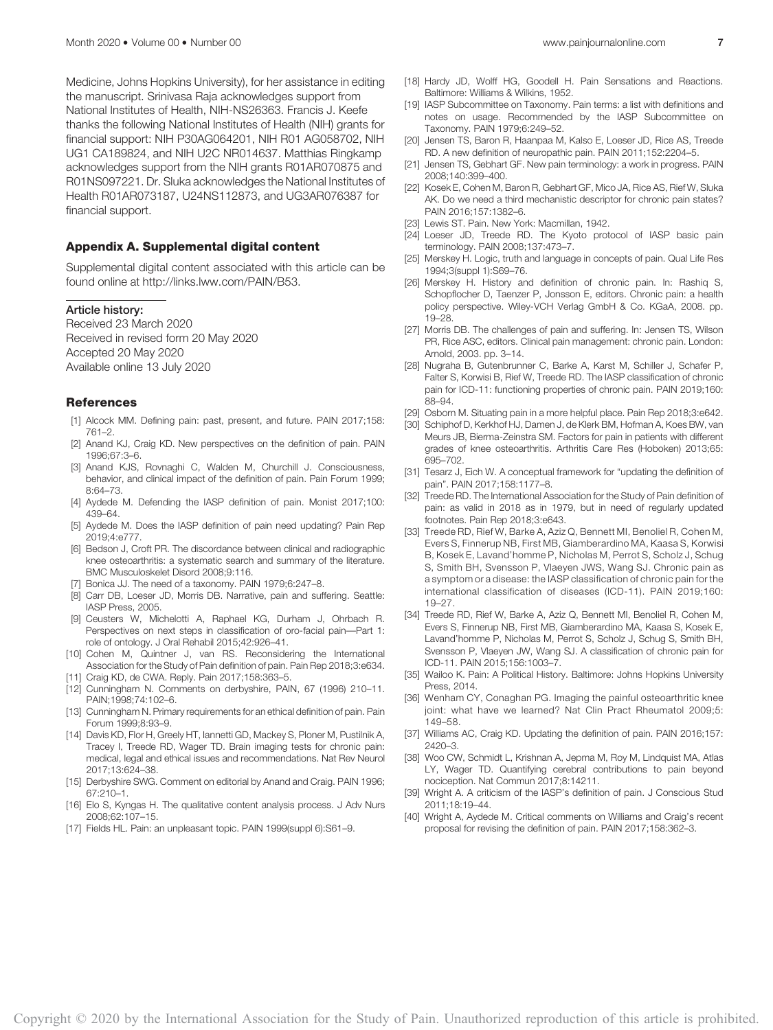Medicine, Johns Hopkins University), for her assistance in editing the manuscript. Srinivasa Raja acknowledges support from National Institutes of Health, NIH-NS26363. Francis J. Keefe thanks the following National Institutes of Health (NIH) grants for financial support: NIH P30AG064201, NIH R01 AG058702, NIH UG1 CA189824, and NIH U2C NR014637. Matthias Ringkamp acknowledges support from the NIH grants R01AR070875 and R01NS097221. Dr. Sluka acknowledges the National Institutes of Health R01AR073187, U24NS112873, and UG3AR076387 for financial support.

## Appendix A. Supplemental digital content

Supplemental digital content associated with this article can be found online at http://links.lww.com/PAIN/B53.

**Article history:**
Received 23 March 2020
Received in revised form 20 May 2020
Accepted 20 May 2020
Available online 13 July 2020

## References

[1] Alcock MM. Defining pain: past, present, and future. PAIN 2017;158: 761–2.

[2] Anand KJ, Craig KD. New perspectives on the definition of pain. PAIN 1996;67:3–6.

[3] Anand KJS, Rovnaghi C, Walden M, Churchill J. Consciousness, behavior, and clinical impact of the definition of pain. Pain Forum 1999; 8:64–73.

[4] Aydede M. Defending the IASP definition of pain. Monist 2017;100: 439–64.

[5] Aydede M. Does the IASP definition of pain need updating? Pain Rep 2019;4:e777.

[6] Bedson J, Croft PR. The discordance between clinical and radiographic knee osteoarthritis: a systematic search and summary of the literature. BMC Musculoskelet Disord 2008;9:116.

[7] Bonica JJ. The need of a taxonomy. PAIN 1979;6:247–8.

[8] Carr DB, Loeser JD, Morris DB. Narrative, pain and suffering. Seattle: IASP Press, 2005.

[9] Ceusters W, Michelotti A, Raphael KG, Durham J, Ohrbach R. Perspectives on next steps in classification of oro-facial pain—Part 1: role of ontology. J Oral Rehabil 2015;42:926–41.

[10] Cohen M, Quintner J, van RS. Reconsidering the International Association for the Study of Pain definition of pain. Pain Rep 2018;3:e634.

[11] Craig KD, de CWA. Reply. Pain 2017;158:363–5.

[12] Cunningham N. Comments on derbyshire, PAIN, 67 (1996) 210–11. PAIN;1998;74:102–6.

[13] Cunningham N. Primary requirements for an ethical definition of pain. Pain Forum 1999;8:93–9.

[14] Davis KD, Flor H, Greely HT, Iannetti GD, Mackey S, Ploner M, Pustilnik A, Tracey I, Treede RD, Wager TD. Brain imaging tests for chronic pain: medical, legal and ethical issues and recommendations. Nat Rev Neurol 2017;13:624–38.

[15] Derbyshire SWG. Comment on editorial by Anand and Craig. PAIN 1996; 67:210–1.

[16] Elo S, Kyngas H. The qualitative content analysis process. J Adv Nurs 2008;62:107–15.

[17] Fields HL. Pain: an unpleasant topic. PAIN 1999(suppl 6):S61–9.

[18] Hardy JD, Wolff HG, Goodell H. Pain Sensations and Reactions. Baltimore: Williams & Wilkins, 1952.

[19] IASP Subcommittee on Taxonomy. Pain terms: a list with definitions and notes on usage. Recommended by the IASP Subcommittee on Taxonomy. PAIN 1979;6:249–52.

[20] Jensen TS, Baron R, Haanpaa M, Kalso E, Loeser JD, Rice AS, Treede RD. A new definition of neuropathic pain. PAIN 2011;152:2204–5.

[21] Jensen TS, Gebhart GF. New pain terminology: a work in progress. PAIN 2008;140:399–400.

[22] Kosek E, Cohen M, Baron R, Gebhart GF, Mico JA, Rice AS, Rief W, Sluka AK. Do we need a third mechanistic descriptor for chronic pain states? PAIN 2016;157:1382–6.

[23] Lewis ST. Pain. New York: Macmillan, 1942.

[24] Loeser JD, Treede RD. The Kyoto protocol of IASP basic pain terminology. PAIN 2008;137:473–7.

[25] Merskey H. Logic, truth and language in concepts of pain. Qual Life Res 1994;3(suppl 1):S69–76.

[26] Merskey H. History and definition of chronic pain. In: Rashiq S, Schopflocher D, Taenzer P, Jonsson E, editors. Chronic pain: a health policy perspective. Wiley-VCH Verlag GmbH & Co. KGaA, 2008. pp. 19–28.

[27] Morris DB. The challenges of pain and suffering. In: Jensen TS, Wilson PR, Rice ASC, editors. Clinical pain management: chronic pain. London: Arnold, 2003. pp. 3–14.

[28] Nugraha B, Gutenbrunner C, Barke A, Karst M, Schiller J, Schafer P, Falter S, Korwisi B, Rief W, Treede RD. The IASP classification of chronic pain for ICD-11: functioning properties of chronic pain. PAIN 2019;160: 88–94.

[29] Osborn M. Situating pain in a more helpful place. Pain Rep 2018;3:e642.

[30] Schiphof D, Kerkhof HJ, Damen J, de Klerk BM, Hofman A, Koes BW, van Meurs JB, Bierma-Zeinstra SM. Factors for pain in patients with different grades of knee osteoarthritis. Arthritis Care Res (Hoboken) 2013;65: 695–702.

[31] Tesarz J, Eich W. A conceptual framework for "updating the definition of pain". PAIN 2017;158:1177–8.

[32] Treede RD. The International Association for the Study of Pain definition of pain: as valid in 2018 as in 1979, but in need of regularly updated footnotes. Pain Rep 2018;3:e643.

[33] Treede RD, Rief W, Barke A, Aziz Q, Bennett MI, Benoliel R, Cohen M, Evers S, Finnerup NB, First MB, Giamberardino MA, Kaasa S, Korwisi B, Kosek E, Lavand'homme P, Nicholas M, Perrot S, Scholz J, Schug S, Smith BH, Svensson P, Vlaeyen JWS, Wang SJ. Chronic pain as a symptom or a disease: the IASP classification of chronic pain for the international classification of diseases (ICD-11). PAIN 2019;160: 19–27.

[34] Treede RD, Rief W, Barke A, Aziz Q, Bennett MI, Benoliel R, Cohen M, Evers S, Finnerup NB, First MB, Giamberardino MA, Kaasa S, Kosek E, Lavand'homme P, Nicholas M, Perrot S, Scholz J, Schug S, Smith BH, Svensson P, Vlaeyen JW, Wang SJ. A classification of chronic pain for ICD-11. PAIN 2015;156:1003–7.

[35] Wailoo K. Pain: A Political History. Baltimore: Johns Hopkins University Press, 2014.

[36] Wenham CY, Conaghan PG. Imaging the painful osteoarthritic knee joint: what have we learned? Nat Clin Pract Rheumatol 2009;5: 149–58.

[37] Williams AC, Craig KD. Updating the definition of pain. PAIN 2016;157: 2420–3.

[38] Woo CW, Schmidt L, Krishnan A, Jepma M, Roy M, Lindquist MA, Atlas LY, Wager TD. Quantifying cerebral contributions to pain beyond nociception. Nat Commun 2017;8:14211.

[39] Wright A. A criticism of the IASP's definition of pain. J Conscious Stud 2011;18:19–44.

[40] Wright A, Aydede M. Critical comments on Williams and Craig's recent proposal for revising the definition of pain. PAIN 2017;158:362–3.